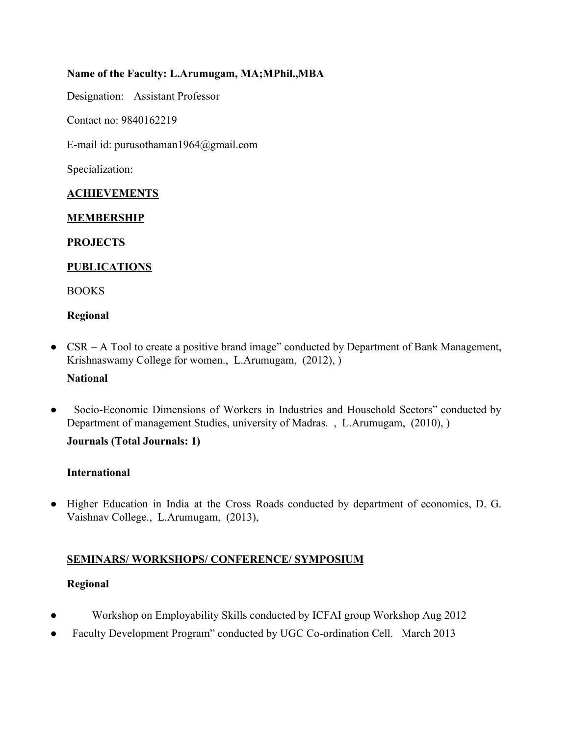**Name of the Faculty: L.Arumugam, MA;MPhil.,MBA**

Designation: Assistant Professor

Contact no: 9840162219

E-mail id: purusothaman1964@gmail.com

Specialization:

## ACHIEVEMENTS

## MEMBERSHIP

## PROJECTS

## PUBLICATIONS

BOOKS

**Regional**

- CSR – A Tool to create a positive brand image" conducted by Department of Bank Management, Krishnaswamy College for women., L.Arumugam, (2012), )

**National**

- Socio-Economic Dimensions of Workers in Industries and Household Sectors" conducted by Department of management Studies, university of Madras. , L.Arumugam, (2010), )

**Journals (Total Journals: 1)**

**International**

- Higher Education in India at the Cross Roads conducted by department of economics, D. G. Vaishnav College., L.Arumugam, (2013),

## SEMINARS/ WORKSHOPS/ CONFERENCE/ SYMPOSIUM

**Regional**

- Workshop on Employability Skills conducted by ICFAI group Workshop Aug 2012
- Faculty Development Program" conducted by UGC Co-ordination Cell. March 2013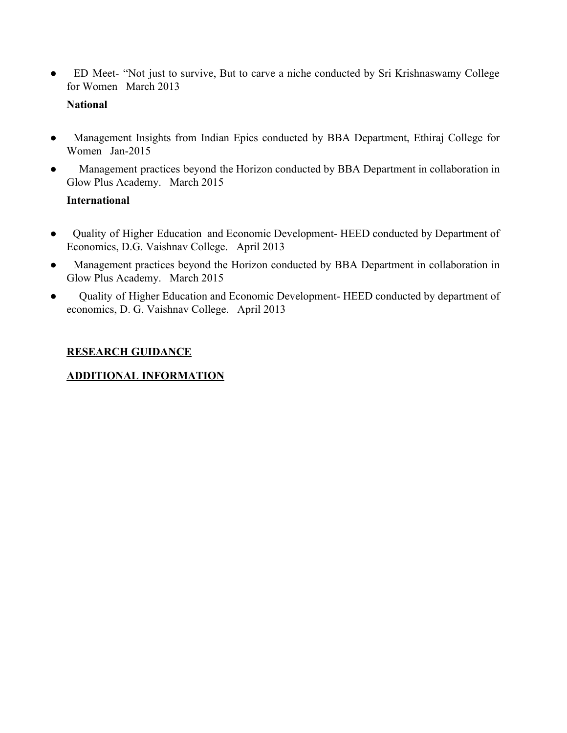- ED Meet- “Not just to survive, But to carve a niche conducted by Sri Krishnaswamy College for Women March 2013

**National**

- Management Insights from Indian Epics conducted by BBA Department, Ethiraj College for Women Jan-2015
- Management practices beyond the Horizon conducted by BBA Department in collaboration in Glow Plus Academy. March 2015

**International**

- Quality of Higher Education and Economic Development- HEED conducted by Department of Economics, D.G. Vaishnav College. April 2013
- Management practices beyond the Horizon conducted by BBA Department in collaboration in Glow Plus Academy. March 2015
- Quality of Higher Education and Economic Development- HEED conducted by department of economics, D. G. Vaishnav College. April 2013

**RESEARCH GUIDANCE**

**ADDITIONAL INFORMATION**